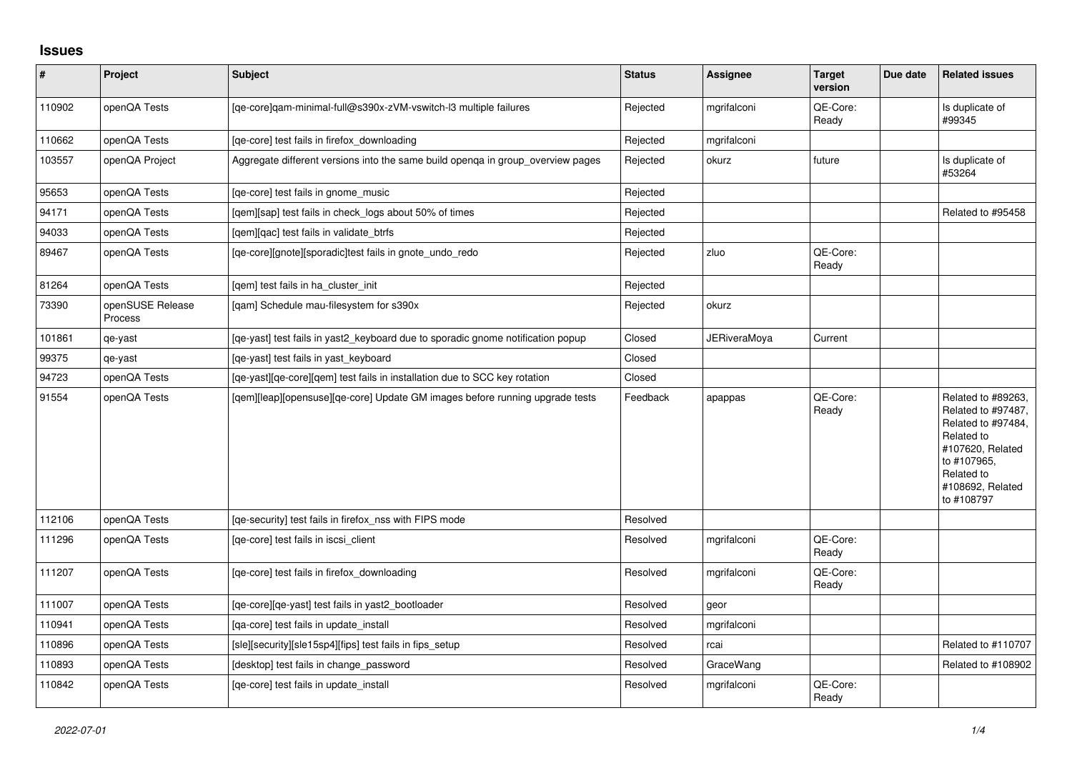## Issues

| # | Project | Subject | Status | Assignee | Target version | Due date | Related issues |
|---|---|---|---|---|---|---|---|
| 110902 | openQA Tests | [qe-core]qam-minimal-full@s390x-zVM-vswitch-l3 multiple failures | Rejected | mgrifalconi | QE-Core: Ready | | Is duplicate of #99345 |
| 110662 | openQA Tests | [qe-core] test fails in firefox_downloading | Rejected | mgrifalconi | | | |
| 103557 | openQA Project | Aggregate different versions into the same build openqa in group_overview pages | Rejected | okurz | future | | Is duplicate of #53264 |
| 95653 | openQA Tests | [qe-core] test fails in gnome_music | Rejected | | | | |
| 94171 | openQA Tests | [qem][sap] test fails in check_logs about 50% of times | Rejected | | | | Related to #95458 |
| 94033 | openQA Tests | [qem][qac] test fails in validate_btrfs | Rejected | | | | |
| 89467 | openQA Tests | [qe-core][gnote][sporadic]test fails in gnote_undo_redo | Rejected | zluo | QE-Core: Ready | | |
| 81264 | openQA Tests | [qem] test fails in ha_cluster_init | Rejected | | | | |
| 73390 | openSUSE Release Process | [qam] Schedule mau-filesystem for s390x | Rejected | okurz | | | |
| 101861 | qe-yast | [qe-yast] test fails in yast2_keyboard due to sporadic gnome notification popup | Closed | JERiveraMoya | Current | | |
| 99375 | qe-yast | [qe-yast] test fails in yast_keyboard | Closed | | | | |
| 94723 | openQA Tests | [qe-yast][qe-core][qem] test fails in installation due to SCC key rotation | Closed | | | | |
| 91554 | openQA Tests | [qem][leap][opensuse][qe-core] Update GM images before running upgrade tests | Feedback | apappas | QE-Core: Ready | | Related to #89263, Related to #97487, Related to #97484, Related to #107620, Related to #107965, Related to #108692, Related to #108797 |
| 112106 | openQA Tests | [qe-security] test fails in firefox_nss with FIPS mode | Resolved | | | | |
| 111296 | openQA Tests | [qe-core] test fails in iscsi_client | Resolved | mgrifalconi | QE-Core: Ready | | |
| 111207 | openQA Tests | [qe-core] test fails in firefox_downloading | Resolved | mgrifalconi | QE-Core: Ready | | |
| 111007 | openQA Tests | [qe-core][qe-yast] test fails in yast2_bootloader | Resolved | geor | | | |
| 110941 | openQA Tests | [qa-core] test fails in update_install | Resolved | mgrifalconi | | | |
| 110896 | openQA Tests | [sle][security][sle15sp4][fips] test fails in fips_setup | Resolved | rcai | | | Related to #110707 |
| 110893 | openQA Tests | [desktop] test fails in change_password | Resolved | GraceWang | | | Related to #108902 |
| 110842 | openQA Tests | [qe-core] test fails in update_install | Resolved | mgrifalconi | QE-Core: Ready | | |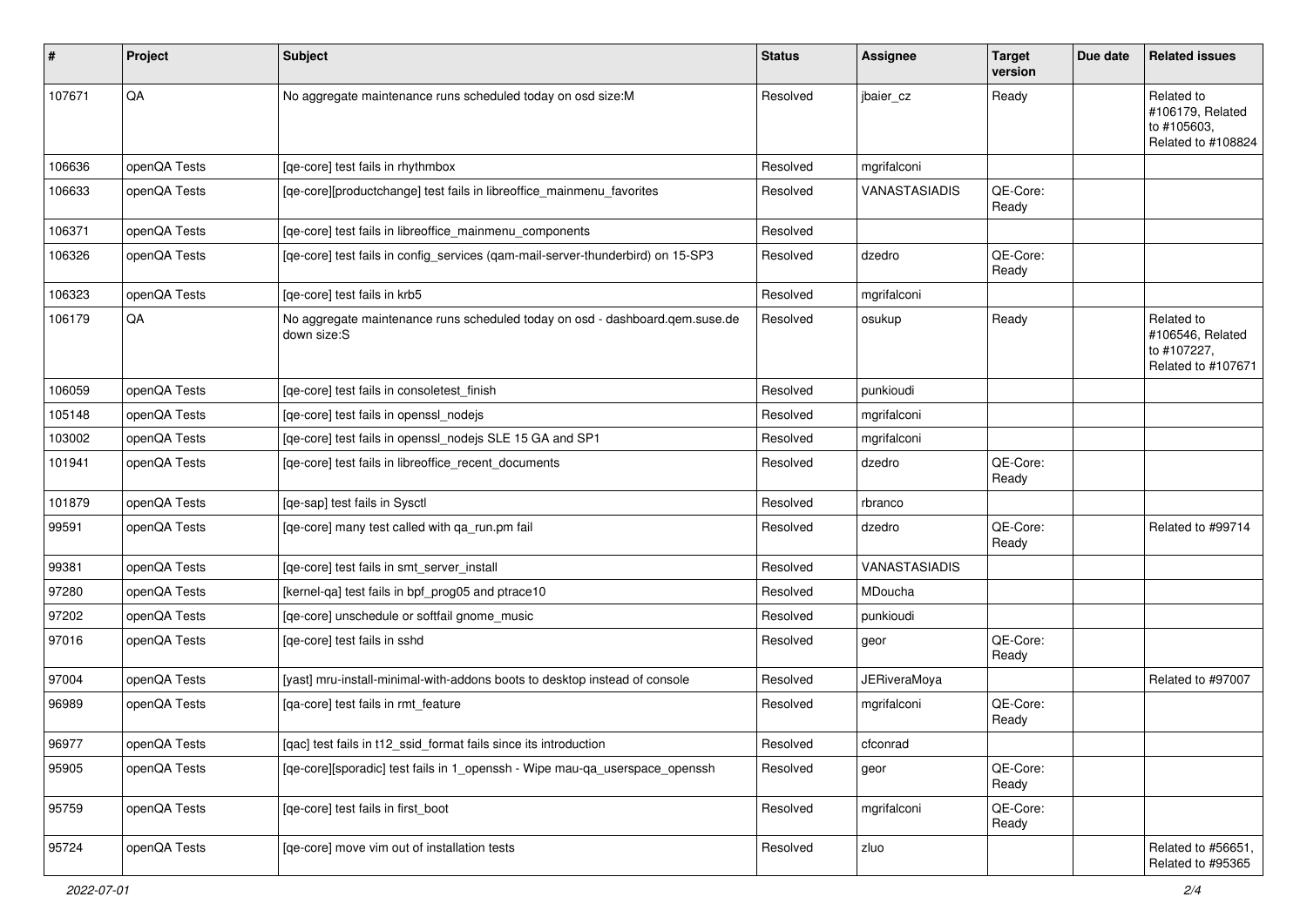| # | Project | Subject | Status | Assignee | Target version | Due date | Related issues |
|---|---|---|---|---|---|---|---|
| 107671 | QA | No aggregate maintenance runs scheduled today on osd size:M | Resolved | jbaier_cz | Ready | | Related to #106179, Related to #105603, Related to #108824 |
| 106636 | openQA Tests | [qe-core] test fails in rhythmbox | Resolved | mgrifalconi | | | |
| 106633 | openQA Tests | [qe-core][productchange] test fails in libreoffice_mainmenu_favorites | Resolved | VANASTASIADIS | QE-Core: Ready | | |
| 106371 | openQA Tests | [qe-core] test fails in libreoffice_mainmenu_components | Resolved | | | | |
| 106326 | openQA Tests | [qe-core] test fails in config_services (qam-mail-server-thunderbird) on 15-SP3 | Resolved | dzedro | QE-Core: Ready | | |
| 106323 | openQA Tests | [qe-core] test fails in krb5 | Resolved | mgrifalconi | | | |
| 106179 | QA | No aggregate maintenance runs scheduled today on osd - dashboard.qem.suse.de down size:S | Resolved | osukup | Ready | | Related to #106546, Related to #107227, Related to #107671 |
| 106059 | openQA Tests | [qe-core] test fails in consoletest_finish | Resolved | punkioudi | | | |
| 105148 | openQA Tests | [qe-core] test fails in openssl_nodejs | Resolved | mgrifalconi | | | |
| 103002 | openQA Tests | [qe-core] test fails in openssl_nodejs SLE 15 GA and SP1 | Resolved | mgrifalconi | | | |
| 101941 | openQA Tests | [qe-core] test fails in libreoffice_recent_documents | Resolved | dzedro | QE-Core: Ready | | |
| 101879 | openQA Tests | [qe-sap] test fails in Sysctl | Resolved | rbranco | | | |
| 99591 | openQA Tests | [qe-core] many test called with qa_run.pm fail | Resolved | dzedro | QE-Core: Ready | | Related to #99714 |
| 99381 | openQA Tests | [qe-core] test fails in smt_server_install | Resolved | VANASTASIADIS | | | |
| 97280 | openQA Tests | [kernel-qa] test fails in bpf_prog05 and ptrace10 | Resolved | MDoucha | | | |
| 97202 | openQA Tests | [qe-core] unschedule or softfail gnome_music | Resolved | punkioudi | | | |
| 97016 | openQA Tests | [qe-core] test fails in sshd | Resolved | geor | QE-Core: Ready | | |
| 97004 | openQA Tests | [yast] mru-install-minimal-with-addons boots to desktop instead of console | Resolved | JERiveraMoya | | | Related to #97007 |
| 96989 | openQA Tests | [qa-core] test fails in rmt_feature | Resolved | mgrifalconi | QE-Core: Ready | | |
| 96977 | openQA Tests | [qac] test fails in t12_ssid_format fails since its introduction | Resolved | cfconrad | | | |
| 95905 | openQA Tests | [qe-core][sporadic] test fails in 1_openssh - Wipe mau-qa_userspace_openssh | Resolved | geor | QE-Core: Ready | | |
| 95759 | openQA Tests | [qe-core] test fails in first_boot | Resolved | mgrifalconi | QE-Core: Ready | | |
| 95724 | openQA Tests | [qe-core] move vim out of installation tests | Resolved | zluo | | | Related to #56651, Related to #95365 |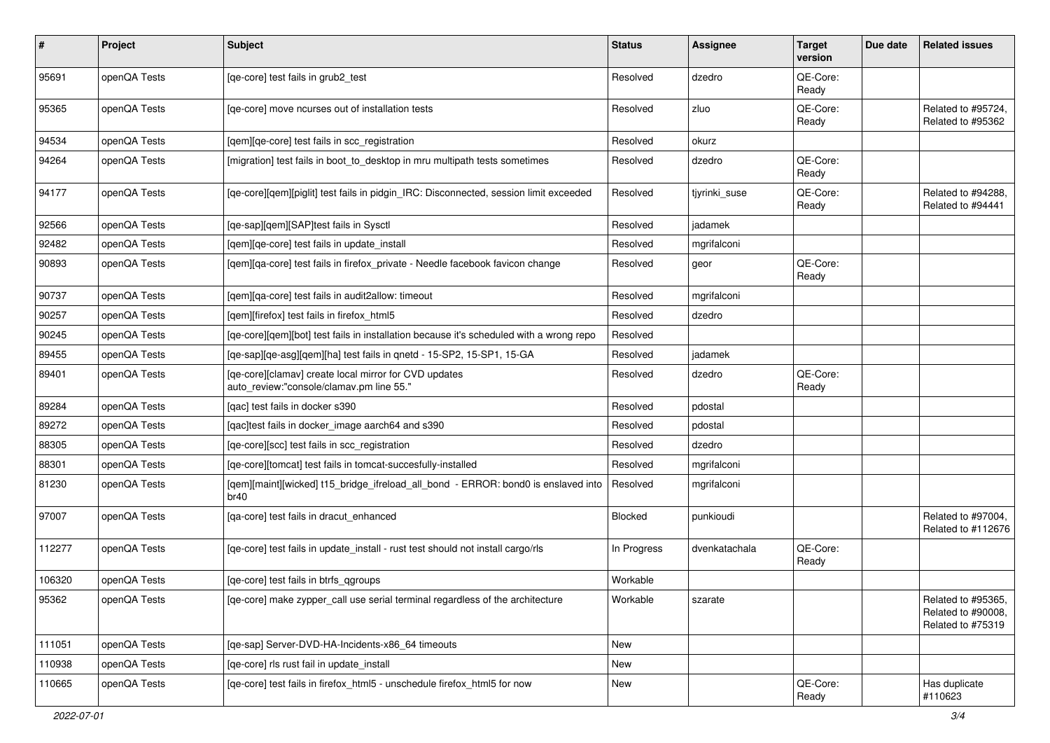| # | Project | Subject | Status | Assignee | Target version | Due date | Related issues |
|---|---|---|---|---|---|---|---|
| 95691 | openQA Tests | [qe-core] test fails in grub2_test | Resolved | dzedro | QE-Core: Ready | | |
| 95365 | openQA Tests | [qe-core] move ncurses out of installation tests | Resolved | zluo | QE-Core: Ready | | Related to #95724, Related to #95362 |
| 94534 | openQA Tests | [qem][qe-core] test fails in scc_registration | Resolved | okurz | | | |
| 94264 | openQA Tests | [migration] test fails in boot_to_desktop in mru multipath tests sometimes | Resolved | dzedro | QE-Core: Ready | | |
| 94177 | openQA Tests | [qe-core][qem][piglit] test fails in pidgin_IRC: Disconnected, session limit exceeded | Resolved | tjyrinki_suse | QE-Core: Ready | | Related to #94288, Related to #94441 |
| 92566 | openQA Tests | [qe-sap][qem][SAP]test fails in Sysctl | Resolved | jadamek | | | |
| 92482 | openQA Tests | [qem][qe-core] test fails in update_install | Resolved | mgrifalconi | | | |
| 90893 | openQA Tests | [qem][qa-core] test fails in firefox_private - Needle facebook favicon change | Resolved | geor | QE-Core: Ready | | |
| 90737 | openQA Tests | [qem][qa-core] test fails in audit2allow: timeout | Resolved | mgrifalconi | | | |
| 90257 | openQA Tests | [qem][firefox] test fails in firefox_html5 | Resolved | dzedro | | | |
| 90245 | openQA Tests | [qe-core][qem][bot] test fails in installation because it's scheduled with a wrong repo | Resolved | | | | |
| 89455 | openQA Tests | [qe-sap][qe-asg][qem][ha] test fails in qnetd - 15-SP2, 15-SP1, 15-GA | Resolved | jadamek | | | |
| 89401 | openQA Tests | [qe-core][clamav] create local mirror for CVD updates auto_review:"console/clamav.pm line 55." | Resolved | dzedro | QE-Core: Ready | | |
| 89284 | openQA Tests | [qac] test fails in docker s390 | Resolved | pdostal | | | |
| 89272 | openQA Tests | [qac]test fails in docker_image aarch64 and s390 | Resolved | pdostal | | | |
| 88305 | openQA Tests | [qe-core][scc] test fails in scc_registration | Resolved | dzedro | | | |
| 88301 | openQA Tests | [qe-core][tomcat] test fails in tomcat-succesfully-installed | Resolved | mgrifalconi | | | |
| 81230 | openQA Tests | [qem][maint][wicked] t15_bridge_ifreload_all_bond - ERROR: bond0 is enslaved into br40 | Resolved | mgrifalconi | | | |
| 97007 | openQA Tests | [qa-core] test fails in dracut_enhanced | Blocked | punkioudi | | | Related to #97004, Related to #112676 |
| 112277 | openQA Tests | [qe-core] test fails in update_install - rust test should not install cargo/rls | In Progress | dvenkatachala | QE-Core: Ready | | |
| 106320 | openQA Tests | [qe-core] test fails in btrfs_qgroups | Workable | | | | |
| 95362 | openQA Tests | [qe-core] make zypper_call use serial terminal regardless of the architecture | Workable | szarate | | | Related to #95365, Related to #90008, Related to #75319 |
| 111051 | openQA Tests | [qe-sap] Server-DVD-HA-Incidents-x86_64 timeouts | New | | | | |
| 110938 | openQA Tests | [qe-core] rls rust fail in update_install | New | | | | |
| 110665 | openQA Tests | [qe-core] test fails in firefox_html5 - unschedule firefox_html5 for now | New | | QE-Core: Ready | | Has duplicate #110623 |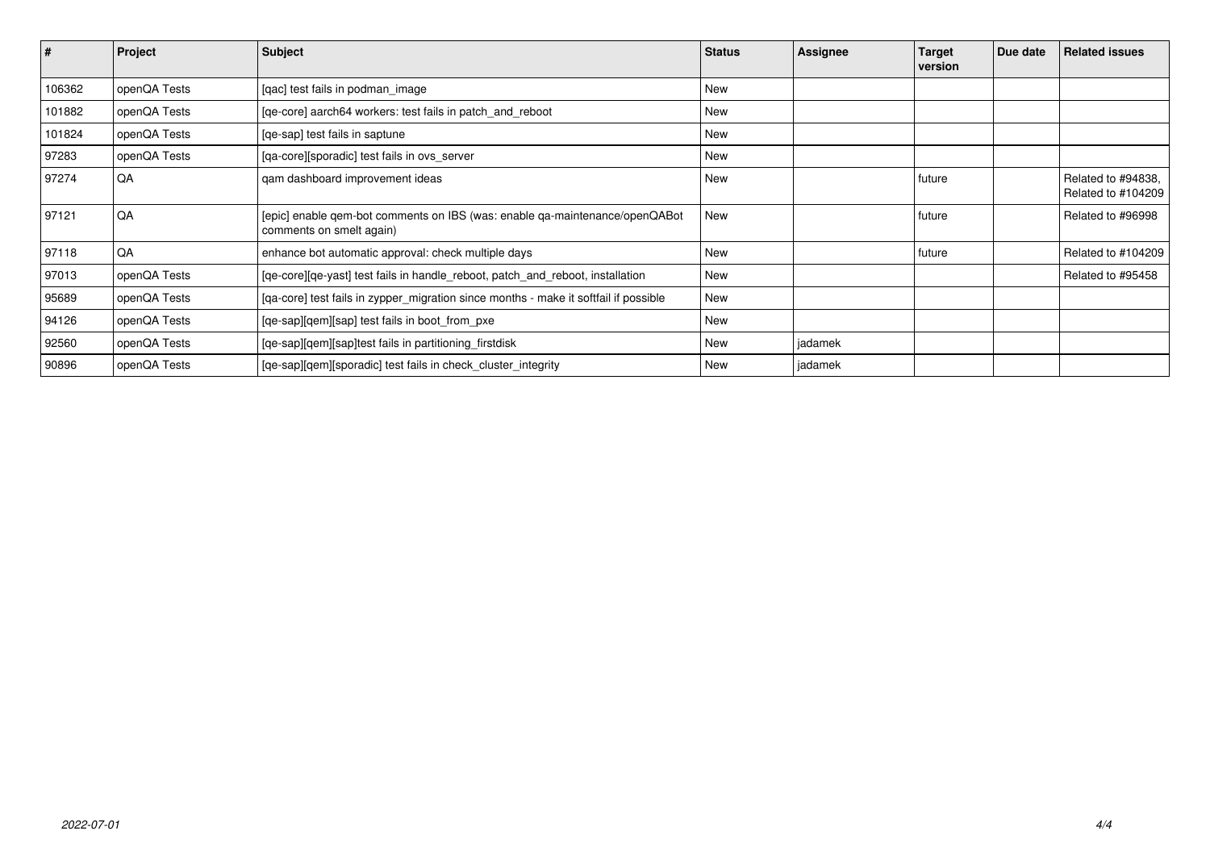| # | Project | Subject | Status | Assignee | Target version | Due date | Related issues |
|---|---|---|---|---|---|---|---|
| 106362 | openQA Tests | [qac] test fails in podman_image | New | | | | |
| 101882 | openQA Tests | [qe-core] aarch64 workers: test fails in patch_and_reboot | New | | | | |
| 101824 | openQA Tests | [qe-sap] test fails in saptune | New | | | | |
| 97283 | openQA Tests | [qa-core][sporadic] test fails in ovs_server | New | | | | |
| 97274 | QA | qam dashboard improvement ideas | New | | future | | Related to #94838, Related to #104209 |
| 97121 | QA | [epic] enable qem-bot comments on IBS (was: enable qa-maintenance/openQABot comments on smelt again) | New | | future | | Related to #96998 |
| 97118 | QA | enhance bot automatic approval: check multiple days | New | | future | | Related to #104209 |
| 97013 | openQA Tests | [qe-core][qe-yast] test fails in handle_reboot, patch_and_reboot, installation | New | | | | Related to #95458 |
| 95689 | openQA Tests | [qa-core] test fails in zypper_migration since months - make it softfail if possible | New | | | | |
| 94126 | openQA Tests | [qe-sap][qem][sap] test fails in boot_from_pxe | New | | | | |
| 92560 | openQA Tests | [qe-sap][qem][sap]test fails in partitioning_firstdisk | New | jadamek | | | |
| 90896 | openQA Tests | [qe-sap][qem][sporadic] test fails in check_cluster_integrity | New | jadamek | | | |